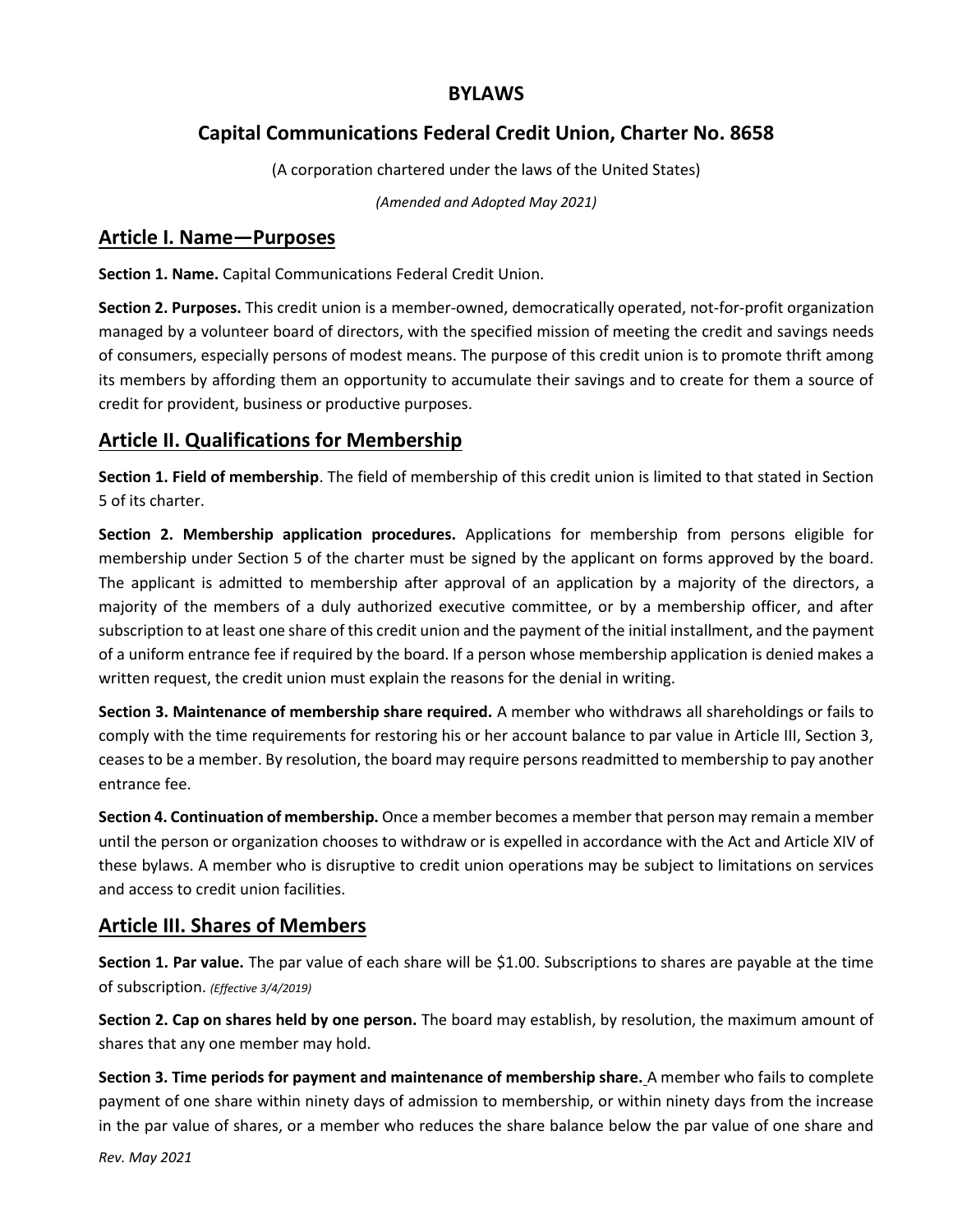# BYLAWS

## Capital Communications Federal Credit Union, Charter No. 8658

(A corporation chartered under the laws of the United States)

*(Amended and Adopted May 2021)*

## Article I. Name—Purposes

**Section 1. Name.** Capital Communications Federal Credit Union.

**Section 2. Purposes.** This credit union is a member-owned, democratically operated, not-for-profit organization managed by a volunteer board of directors, with the specified mission of meeting the credit and savings needs of consumers, especially persons of modest means. The purpose of this credit union is to promote thrift among its members by affording them an opportunity to accumulate their savings and to create for them a source of credit for provident, business or productive purposes.

## Article II. Qualifications for Membership

**Section 1. Field of membership**. The field of membership of this credit union is limited to that stated in Section 5 of its charter.

**Section 2. Membership application procedures.** Applications for membership from persons eligible for membership under Section 5 of the charter must be signed by the applicant on forms approved by the board. The applicant is admitted to membership after approval of an application by a majority of the directors, a majority of the members of a duly authorized executive committee, or by a membership officer, and after subscription to at least one share of this credit union and the payment of the initial installment, and the payment of a uniform entrance fee if required by the board. If a person whose membership application is denied makes a written request, the credit union must explain the reasons for the denial in writing.

**Section 3. Maintenance of membership share required.** A member who withdraws all shareholdings or fails to comply with the time requirements for restoring his or her account balance to par value in Article III, Section 3, ceases to be a member. By resolution, the board may require persons readmitted to membership to pay another entrance fee.

**Section 4. Continuation of membership.** Once a member becomes a member that person may remain a member until the person or organization chooses to withdraw or is expelled in accordance with the Act and Article XIV of these bylaws. A member who is disruptive to credit union operations may be subject to limitations on services and access to credit union facilities.

## Article III. Shares of Members

**Section 1. Par value.** The par value of each share will be $1.00. Subscriptions to shares are payable at the time of subscription. *(Effective 3/4/2019)*

**Section 2. Cap on shares held by one person.** The board may establish, by resolution, the maximum amount of shares that any one member may hold.

**Section 3. Time periods for payment and maintenance of membership share.** A member who fails to complete payment of one share within ninety days of admission to membership, or within ninety days from the increase in the par value of shares, or a member who reduces the share balance below the par value of one share and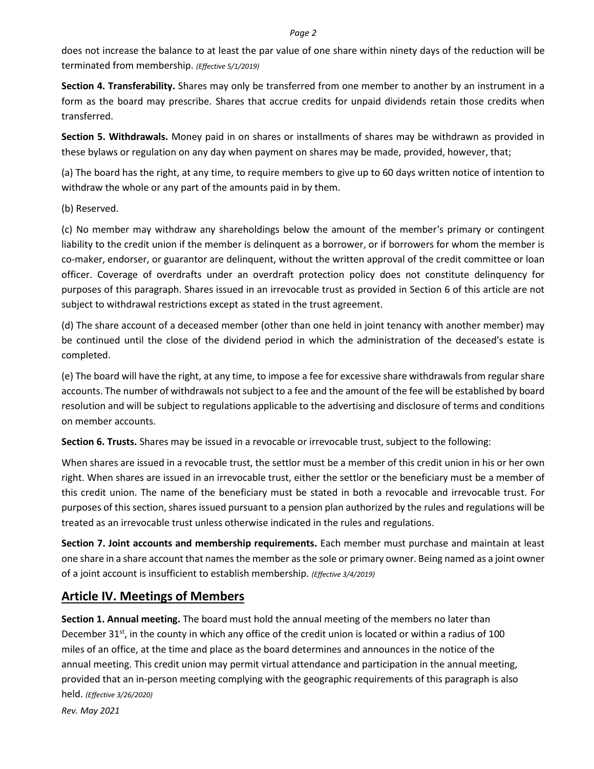does not increase the balance to at least the par value of one share within ninety days of the reduction will be terminated from membership. *(Effective 5/1/2019)*

**Section 4. Transferability.** Shares may only be transferred from one member to another by an instrument in a form as the board may prescribe. Shares that accrue credits for unpaid dividends retain those credits when transferred.

**Section 5. Withdrawals.** Money paid in on shares or installments of shares may be withdrawn as provided in these bylaws or regulation on any day when payment on shares may be made, provided, however, that;

(a) The board has the right, at any time, to require members to give up to 60 days written notice of intention to withdraw the whole or any part of the amounts paid in by them.

(b) Reserved.

(c) No member may withdraw any shareholdings below the amount of the member's primary or contingent liability to the credit union if the member is delinquent as a borrower, or if borrowers for whom the member is co-maker, endorser, or guarantor are delinquent, without the written approval of the credit committee or loan officer. Coverage of overdrafts under an overdraft protection policy does not constitute delinquency for purposes of this paragraph. Shares issued in an irrevocable trust as provided in Section 6 of this article are not subject to withdrawal restrictions except as stated in the trust agreement.

(d) The share account of a deceased member (other than one held in joint tenancy with another member) may be continued until the close of the dividend period in which the administration of the deceased's estate is completed.

(e) The board will have the right, at any time, to impose a fee for excessive share withdrawals from regular share accounts. The number of withdrawals not subject to a fee and the amount of the fee will be established by board resolution and will be subject to regulations applicable to the advertising and disclosure of terms and conditions on member accounts.

**Section 6. Trusts.** Shares may be issued in a revocable or irrevocable trust, subject to the following:

When shares are issued in a revocable trust, the settlor must be a member of this credit union in his or her own right. When shares are issued in an irrevocable trust, either the settlor or the beneficiary must be a member of this credit union. The name of the beneficiary must be stated in both a revocable and irrevocable trust. For purposes of this section, shares issued pursuant to a pension plan authorized by the rules and regulations will be treated as an irrevocable trust unless otherwise indicated in the rules and regulations.

**Section 7. Joint accounts and membership requirements.** Each member must purchase and maintain at least one share in a share account that names the member as the sole or primary owner. Being named as a joint owner of a joint account is insufficient to establish membership. *(Effective 3/4/2019)*

## Article IV. Meetings of Members

**Section 1. Annual meeting.** The board must hold the annual meeting of the members no later than December 31st, in the county in which any office of the credit union is located or within a radius of 100 miles of an office, at the time and place as the board determines and announces in the notice of the annual meeting. This credit union may permit virtual attendance and participation in the annual meeting, provided that an in-person meeting complying with the geographic requirements of this paragraph is also held. *(Effective 3/26/2020)*

*Rev. May 2021*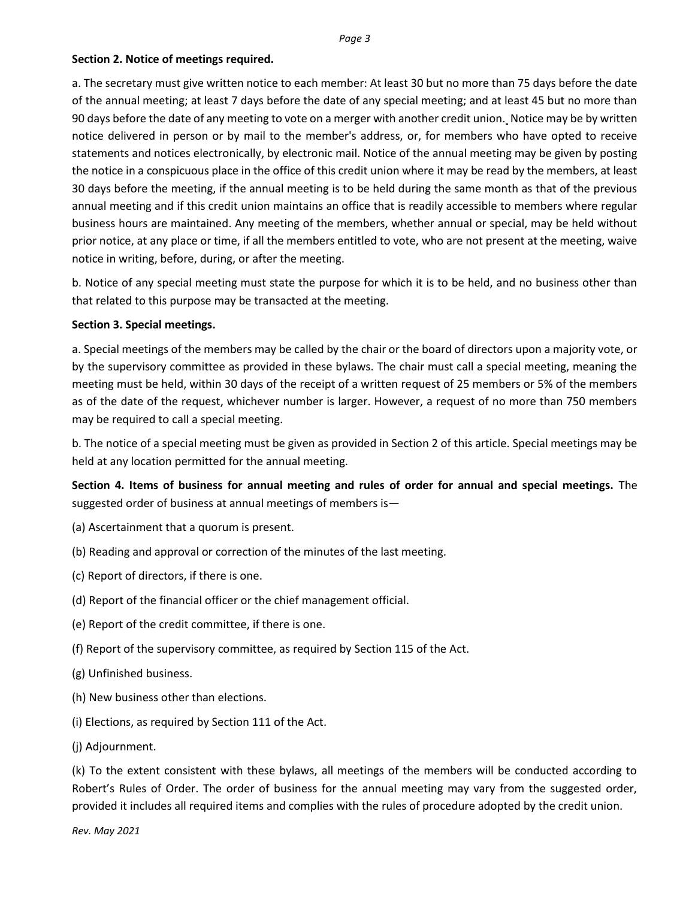**Section 2. Notice of meetings required.**

a. The secretary must give written notice to each member: At least 30 but no more than 75 days before the date of the annual meeting; at least 7 days before the date of any special meeting; and at least 45 but no more than 90 days before the date of any meeting to vote on a merger with another credit union. Notice may be by written notice delivered in person or by mail to the member's address, or, for members who have opted to receive statements and notices electronically, by electronic mail. Notice of the annual meeting may be given by posting the notice in a conspicuous place in the office of this credit union where it may be read by the members, at least 30 days before the meeting, if the annual meeting is to be held during the same month as that of the previous annual meeting and if this credit union maintains an office that is readily accessible to members where regular business hours are maintained. Any meeting of the members, whether annual or special, may be held without prior notice, at any place or time, if all the members entitled to vote, who are not present at the meeting, waive notice in writing, before, during, or after the meeting.

b. Notice of any special meeting must state the purpose for which it is to be held, and no business other than that related to this purpose may be transacted at the meeting.

**Section 3. Special meetings.**

a. Special meetings of the members may be called by the chair or the board of directors upon a majority vote, or by the supervisory committee as provided in these bylaws. The chair must call a special meeting, meaning the meeting must be held, within 30 days of the receipt of a written request of 25 members or 5% of the members as of the date of the request, whichever number is larger. However, a request of no more than 750 members may be required to call a special meeting.

b. The notice of a special meeting must be given as provided in Section 2 of this article. Special meetings may be held at any location permitted for the annual meeting.

**Section 4. Items of business for annual meeting and rules of order for annual and special meetings.** The suggested order of business at annual meetings of members is—

(a) Ascertainment that a quorum is present.

(b) Reading and approval or correction of the minutes of the last meeting.

(c) Report of directors, if there is one.

(d) Report of the financial officer or the chief management official.

(e) Report of the credit committee, if there is one.

(f) Report of the supervisory committee, as required by Section 115 of the Act.

(g) Unfinished business.

(h) New business other than elections.

(i) Elections, as required by Section 111 of the Act.

(j) Adjournment.

(k) To the extent consistent with these bylaws, all meetings of the members will be conducted according to Robert's Rules of Order. The order of business for the annual meeting may vary from the suggested order, provided it includes all required items and complies with the rules of procedure adopted by the credit union.

*Rev. May 2021*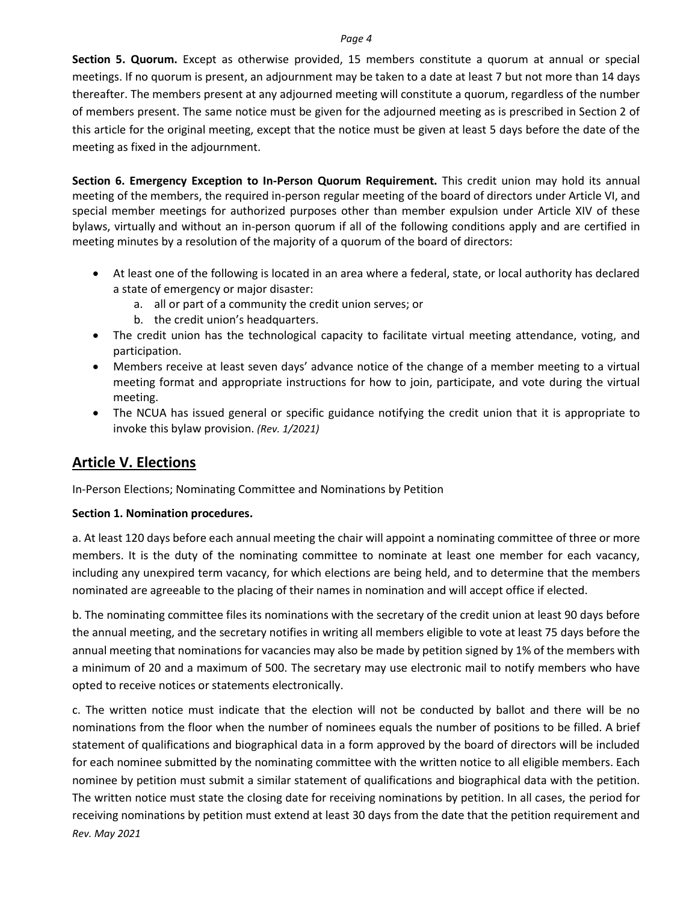**Section 5. Quorum.** Except as otherwise provided, 15 members constitute a quorum at annual or special meetings. If no quorum is present, an adjournment may be taken to a date at least 7 but not more than 14 days thereafter. The members present at any adjourned meeting will constitute a quorum, regardless of the number of members present. The same notice must be given for the adjourned meeting as is prescribed in Section 2 of this article for the original meeting, except that the notice must be given at least 5 days before the date of the meeting as fixed in the adjournment.

**Section 6. Emergency Exception to In-Person Quorum Requirement.** This credit union may hold its annual meeting of the members, the required in-person regular meeting of the board of directors under Article VI, and special member meetings for authorized purposes other than member expulsion under Article XIV of these bylaws, virtually and without an in-person quorum if all of the following conditions apply and are certified in meeting minutes by a resolution of the majority of a quorum of the board of directors:

- At least one of the following is located in an area where a federal, state, or local authority has declared a state of emergency or major disaster:
    a. all or part of a community the credit union serves; or
    b. the credit union's headquarters.
- The credit union has the technological capacity to facilitate virtual meeting attendance, voting, and participation.
- Members receive at least seven days' advance notice of the change of a member meeting to a virtual meeting format and appropriate instructions for how to join, participate, and vote during the virtual meeting.
- The NCUA has issued general or specific guidance notifying the credit union that it is appropriate to invoke this bylaw provision. *(Rev. 1/2021)*

## Article V. Elections

In-Person Elections; Nominating Committee and Nominations by Petition

**Section 1. Nomination procedures.**

a. At least 120 days before each annual meeting the chair will appoint a nominating committee of three or more members. It is the duty of the nominating committee to nominate at least one member for each vacancy, including any unexpired term vacancy, for which elections are being held, and to determine that the members nominated are agreeable to the placing of their names in nomination and will accept office if elected.

b. The nominating committee files its nominations with the secretary of the credit union at least 90 days before the annual meeting, and the secretary notifies in writing all members eligible to vote at least 75 days before the annual meeting that nominations for vacancies may also be made by petition signed by 1% of the members with a minimum of 20 and a maximum of 500. The secretary may use electronic mail to notify members who have opted to receive notices or statements electronically.

c. The written notice must indicate that the election will not be conducted by ballot and there will be no nominations from the floor when the number of nominees equals the number of positions to be filled. A brief statement of qualifications and biographical data in a form approved by the board of directors will be included for each nominee submitted by the nominating committee with the written notice to all eligible members. Each nominee by petition must submit a similar statement of qualifications and biographical data with the petition. The written notice must state the closing date for receiving nominations by petition. In all cases, the period for receiving nominations by petition must extend at least 30 days from the date that the petition requirement and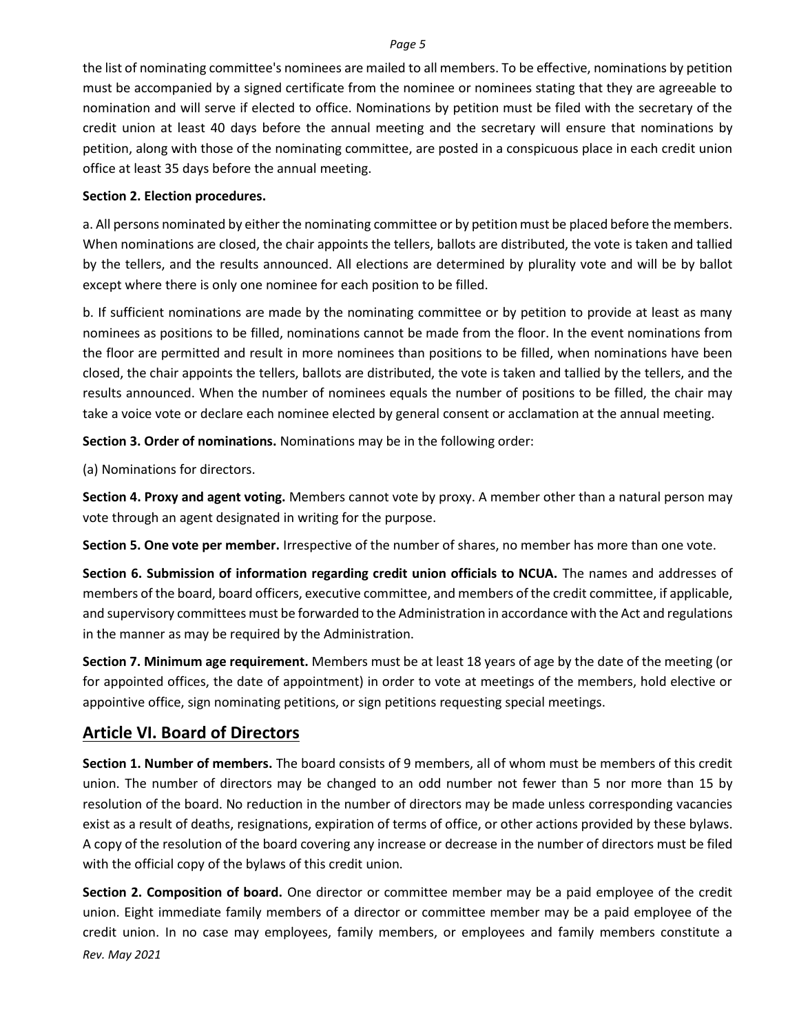the list of nominating committee's nominees are mailed to all members. To be effective, nominations by petition must be accompanied by a signed certificate from the nominee or nominees stating that they are agreeable to nomination and will serve if elected to office. Nominations by petition must be filed with the secretary of the credit union at least 40 days before the annual meeting and the secretary will ensure that nominations by petition, along with those of the nominating committee, are posted in a conspicuous place in each credit union office at least 35 days before the annual meeting.

**Section 2. Election procedures.**

a. All persons nominated by either the nominating committee or by petition must be placed before the members. When nominations are closed, the chair appoints the tellers, ballots are distributed, the vote is taken and tallied by the tellers, and the results announced. All elections are determined by plurality vote and will be by ballot except where there is only one nominee for each position to be filled.

b. If sufficient nominations are made by the nominating committee or by petition to provide at least as many nominees as positions to be filled, nominations cannot be made from the floor. In the event nominations from the floor are permitted and result in more nominees than positions to be filled, when nominations have been closed, the chair appoints the tellers, ballots are distributed, the vote is taken and tallied by the tellers, and the results announced. When the number of nominees equals the number of positions to be filled, the chair may take a voice vote or declare each nominee elected by general consent or acclamation at the annual meeting.

**Section 3. Order of nominations.** Nominations may be in the following order:

(a) Nominations for directors.

**Section 4. Proxy and agent voting.** Members cannot vote by proxy. A member other than a natural person may vote through an agent designated in writing for the purpose.

**Section 5. One vote per member.** Irrespective of the number of shares, no member has more than one vote.

**Section 6. Submission of information regarding credit union officials to NCUA.** The names and addresses of members of the board, board officers, executive committee, and members of the credit committee, if applicable, and supervisory committees must be forwarded to the Administration in accordance with the Act and regulations in the manner as may be required by the Administration.

**Section 7. Minimum age requirement.** Members must be at least 18 years of age by the date of the meeting (or for appointed offices, the date of appointment) in order to vote at meetings of the members, hold elective or appointive office, sign nominating petitions, or sign petitions requesting special meetings.

## Article VI. Board of Directors

**Section 1. Number of members.** The board consists of 9 members, all of whom must be members of this credit union. The number of directors may be changed to an odd number not fewer than 5 nor more than 15 by resolution of the board. No reduction in the number of directors may be made unless corresponding vacancies exist as a result of deaths, resignations, expiration of terms of office, or other actions provided by these bylaws. A copy of the resolution of the board covering any increase or decrease in the number of directors must be filed with the official copy of the bylaws of this credit union.

**Section 2. Composition of board.** One director or committee member may be a paid employee of the credit union. Eight immediate family members of a director or committee member may be a paid employee of the credit union. In no case may employees, family members, or employees and family members constitute a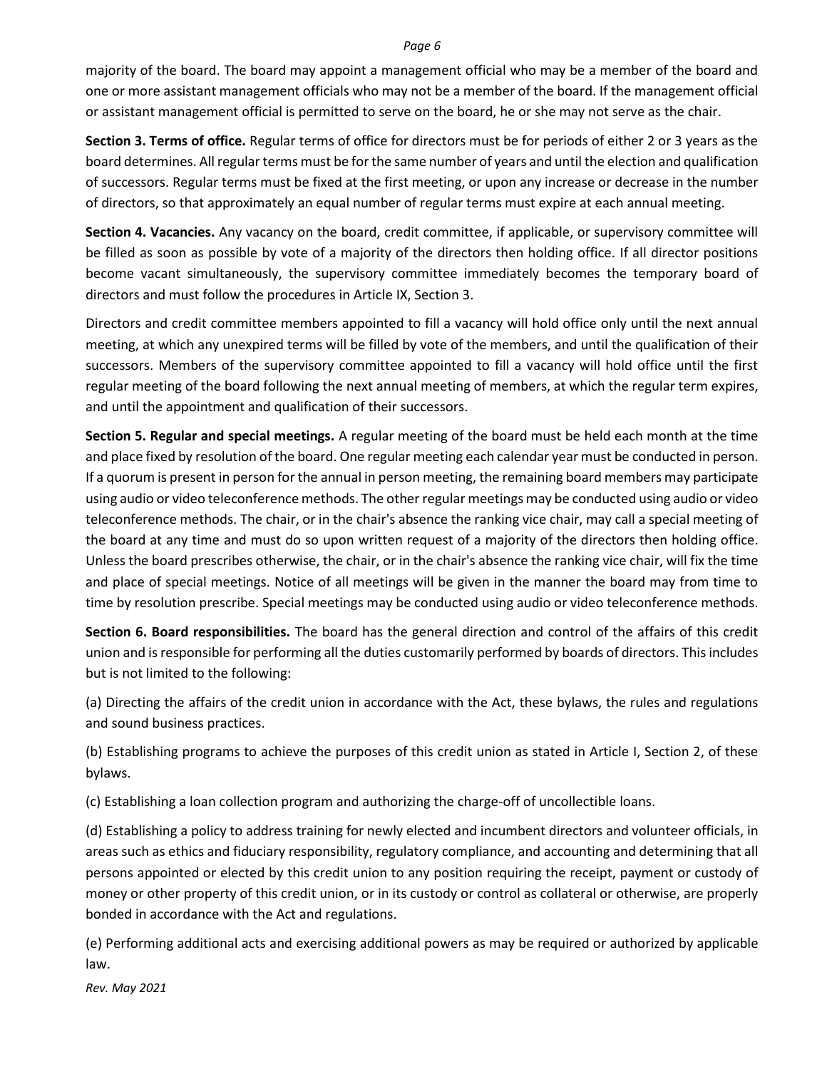majority of the board. The board may appoint a management official who may be a member of the board and one or more assistant management officials who may not be a member of the board. If the management official or assistant management official is permitted to serve on the board, he or she may not serve as the chair.

**Section 3. Terms of office.** Regular terms of office for directors must be for periods of either 2 or 3 years as the board determines. All regular terms must be for the same number of years and until the election and qualification of successors. Regular terms must be fixed at the first meeting, or upon any increase or decrease in the number of directors, so that approximately an equal number of regular terms must expire at each annual meeting.

**Section 4. Vacancies.** Any vacancy on the board, credit committee, if applicable, or supervisory committee will be filled as soon as possible by vote of a majority of the directors then holding office. If all director positions become vacant simultaneously, the supervisory committee immediately becomes the temporary board of directors and must follow the procedures in Article IX, Section 3.

Directors and credit committee members appointed to fill a vacancy will hold office only until the next annual meeting, at which any unexpired terms will be filled by vote of the members, and until the qualification of their successors. Members of the supervisory committee appointed to fill a vacancy will hold office until the first regular meeting of the board following the next annual meeting of members, at which the regular term expires, and until the appointment and qualification of their successors.

**Section 5. Regular and special meetings.** A regular meeting of the board must be held each month at the time and place fixed by resolution of the board. One regular meeting each calendar year must be conducted in person. If a quorum is present in person for the annual in person meeting, the remaining board members may participate using audio or video teleconference methods. The other regular meetings may be conducted using audio or video teleconference methods. The chair, or in the chair's absence the ranking vice chair, may call a special meeting of the board at any time and must do so upon written request of a majority of the directors then holding office. Unless the board prescribes otherwise, the chair, or in the chair's absence the ranking vice chair, will fix the time and place of special meetings. Notice of all meetings will be given in the manner the board may from time to time by resolution prescribe. Special meetings may be conducted using audio or video teleconference methods.

**Section 6. Board responsibilities.** The board has the general direction and control of the affairs of this credit union and is responsible for performing all the duties customarily performed by boards of directors. This includes but is not limited to the following:

(a) Directing the affairs of the credit union in accordance with the Act, these bylaws, the rules and regulations and sound business practices.

(b) Establishing programs to achieve the purposes of this credit union as stated in Article I, Section 2, of these bylaws.

(c) Establishing a loan collection program and authorizing the charge-off of uncollectible loans.

(d) Establishing a policy to address training for newly elected and incumbent directors and volunteer officials, in areas such as ethics and fiduciary responsibility, regulatory compliance, and accounting and determining that all persons appointed or elected by this credit union to any position requiring the receipt, payment or custody of money or other property of this credit union, or in its custody or control as collateral or otherwise, are properly bonded in accordance with the Act and regulations.

(e) Performing additional acts and exercising additional powers as may be required or authorized by applicable law.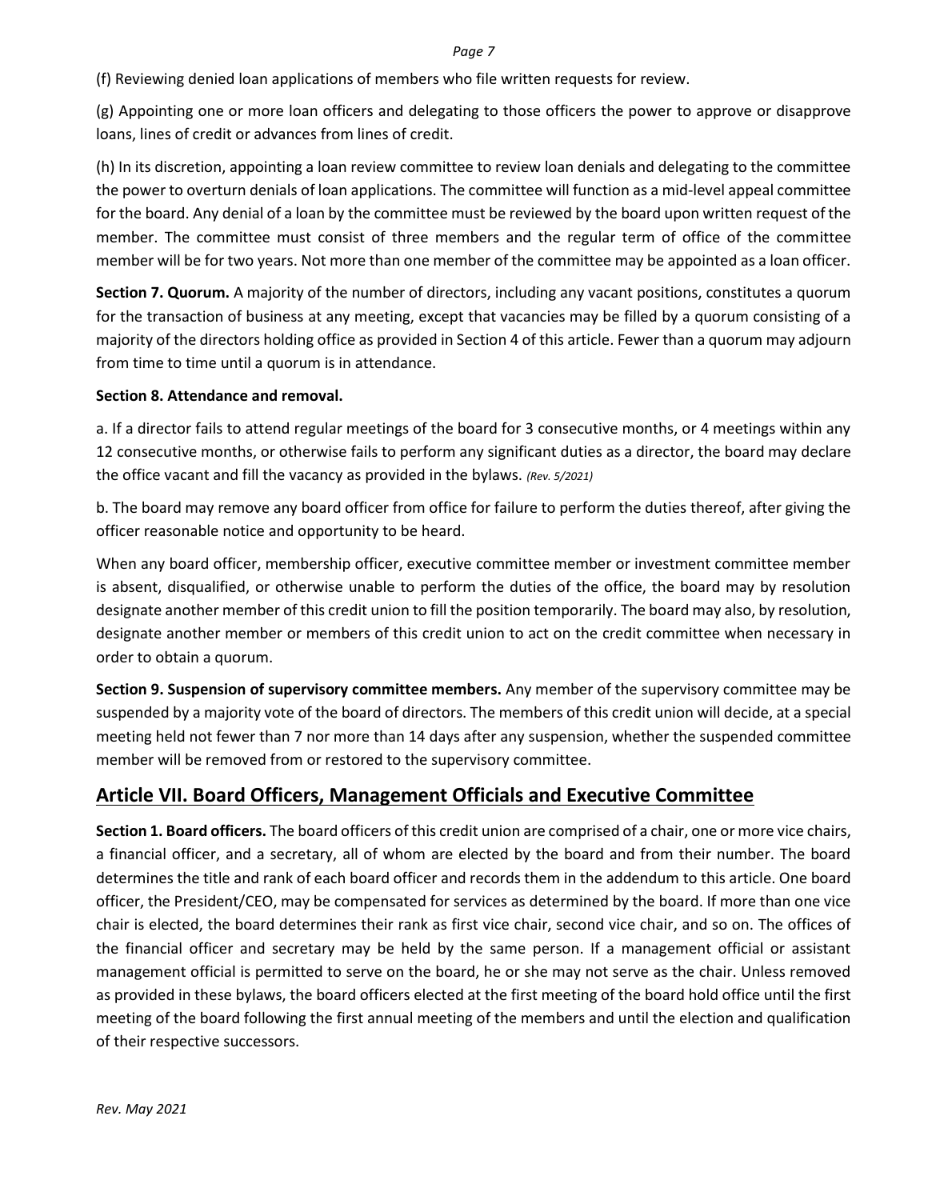(f) Reviewing denied loan applications of members who file written requests for review.

(g) Appointing one or more loan officers and delegating to those officers the power to approve or disapprove loans, lines of credit or advances from lines of credit.

(h) In its discretion, appointing a loan review committee to review loan denials and delegating to the committee the power to overturn denials of loan applications. The committee will function as a mid-level appeal committee for the board. Any denial of a loan by the committee must be reviewed by the board upon written request of the member. The committee must consist of three members and the regular term of office of the committee member will be for two years. Not more than one member of the committee may be appointed as a loan officer.

**Section 7. Quorum.** A majority of the number of directors, including any vacant positions, constitutes a quorum for the transaction of business at any meeting, except that vacancies may be filled by a quorum consisting of a majority of the directors holding office as provided in Section 4 of this article. Fewer than a quorum may adjourn from time to time until a quorum is in attendance.

**Section 8. Attendance and removal.**

a. If a director fails to attend regular meetings of the board for 3 consecutive months, or 4 meetings within any 12 consecutive months, or otherwise fails to perform any significant duties as a director, the board may declare the office vacant and fill the vacancy as provided in the bylaws. *(Rev. 5/2021)*

b. The board may remove any board officer from office for failure to perform the duties thereof, after giving the officer reasonable notice and opportunity to be heard.

When any board officer, membership officer, executive committee member or investment committee member is absent, disqualified, or otherwise unable to perform the duties of the office, the board may by resolution designate another member of this credit union to fill the position temporarily. The board may also, by resolution, designate another member or members of this credit union to act on the credit committee when necessary in order to obtain a quorum.

**Section 9. Suspension of supervisory committee members.** Any member of the supervisory committee may be suspended by a majority vote of the board of directors. The members of this credit union will decide, at a special meeting held not fewer than 7 nor more than 14 days after any suspension, whether the suspended committee member will be removed from or restored to the supervisory committee.

## Article VII. Board Officers, Management Officials and Executive Committee

**Section 1. Board officers.** The board officers of this credit union are comprised of a chair, one or more vice chairs, a financial officer, and a secretary, all of whom are elected by the board and from their number. The board determines the title and rank of each board officer and records them in the addendum to this article. One board officer, the President/CEO, may be compensated for services as determined by the board. If more than one vice chair is elected, the board determines their rank as first vice chair, second vice chair, and so on. The offices of the financial officer and secretary may be held by the same person. If a management official or assistant management official is permitted to serve on the board, he or she may not serve as the chair. Unless removed as provided in these bylaws, the board officers elected at the first meeting of the board hold office until the first meeting of the board following the first annual meeting of the members and until the election and qualification of their respective successors.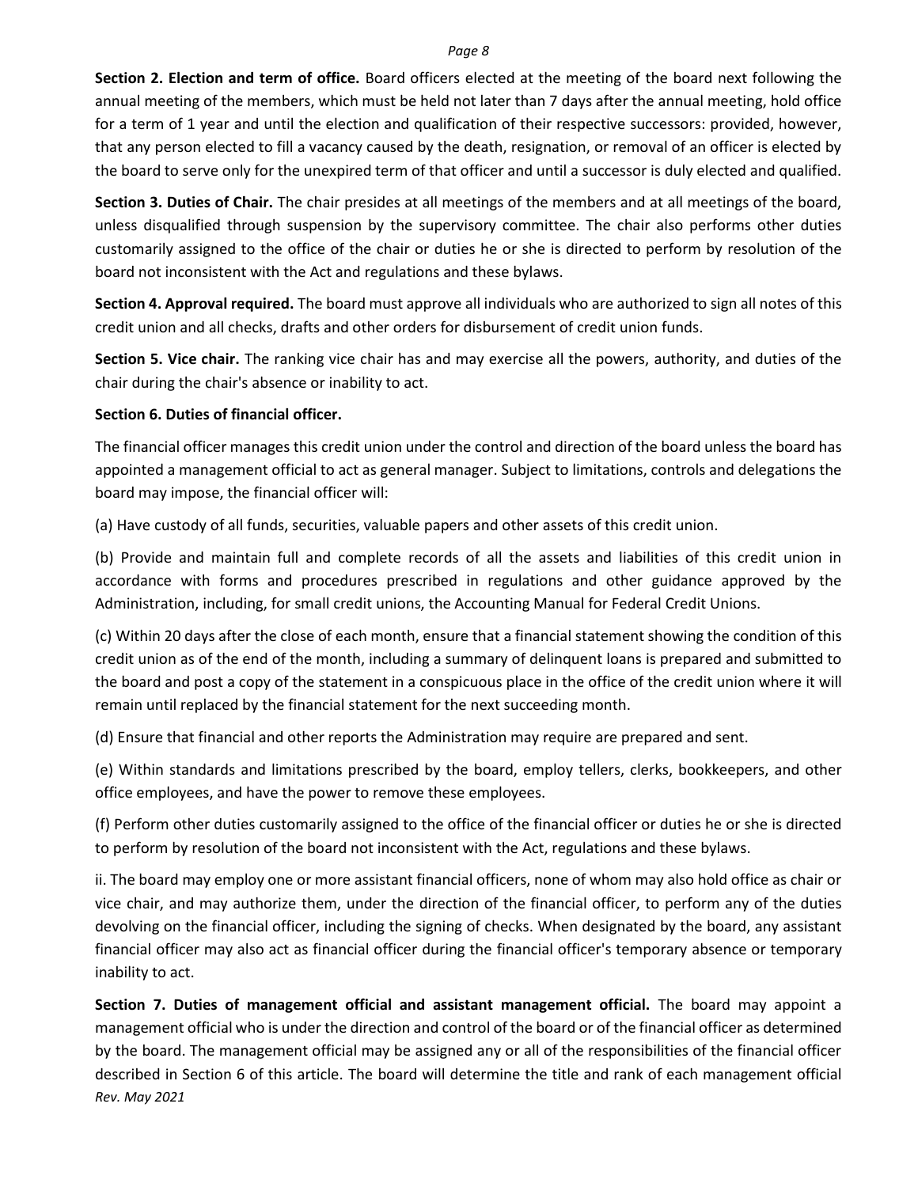**Section 2. Election and term of office.** Board officers elected at the meeting of the board next following the annual meeting of the members, which must be held not later than 7 days after the annual meeting, hold office for a term of 1 year and until the election and qualification of their respective successors: provided, however, that any person elected to fill a vacancy caused by the death, resignation, or removal of an officer is elected by the board to serve only for the unexpired term of that officer and until a successor is duly elected and qualified.

**Section 3. Duties of Chair.** The chair presides at all meetings of the members and at all meetings of the board, unless disqualified through suspension by the supervisory committee. The chair also performs other duties customarily assigned to the office of the chair or duties he or she is directed to perform by resolution of the board not inconsistent with the Act and regulations and these bylaws.

**Section 4. Approval required.** The board must approve all individuals who are authorized to sign all notes of this credit union and all checks, drafts and other orders for disbursement of credit union funds.

**Section 5. Vice chair.** The ranking vice chair has and may exercise all the powers, authority, and duties of the chair during the chair's absence or inability to act.

**Section 6. Duties of financial officer.**

The financial officer manages this credit union under the control and direction of the board unless the board has appointed a management official to act as general manager. Subject to limitations, controls and delegations the board may impose, the financial officer will:

(a) Have custody of all funds, securities, valuable papers and other assets of this credit union.

(b) Provide and maintain full and complete records of all the assets and liabilities of this credit union in accordance with forms and procedures prescribed in regulations and other guidance approved by the Administration, including, for small credit unions, the Accounting Manual for Federal Credit Unions.

(c) Within 20 days after the close of each month, ensure that a financial statement showing the condition of this credit union as of the end of the month, including a summary of delinquent loans is prepared and submitted to the board and post a copy of the statement in a conspicuous place in the office of the credit union where it will remain until replaced by the financial statement for the next succeeding month.

(d) Ensure that financial and other reports the Administration may require are prepared and sent.

(e) Within standards and limitations prescribed by the board, employ tellers, clerks, bookkeepers, and other office employees, and have the power to remove these employees.

(f) Perform other duties customarily assigned to the office of the financial officer or duties he or she is directed to perform by resolution of the board not inconsistent with the Act, regulations and these bylaws.

ii. The board may employ one or more assistant financial officers, none of whom may also hold office as chair or vice chair, and may authorize them, under the direction of the financial officer, to perform any of the duties devolving on the financial officer, including the signing of checks. When designated by the board, any assistant financial officer may also act as financial officer during the financial officer's temporary absence or temporary inability to act.

**Section 7. Duties of management official and assistant management official.** The board may appoint a management official who is under the direction and control of the board or of the financial officer as determined by the board. The management official may be assigned any or all of the responsibilities of the financial officer described in Section 6 of this article. The board will determine the title and rank of each management official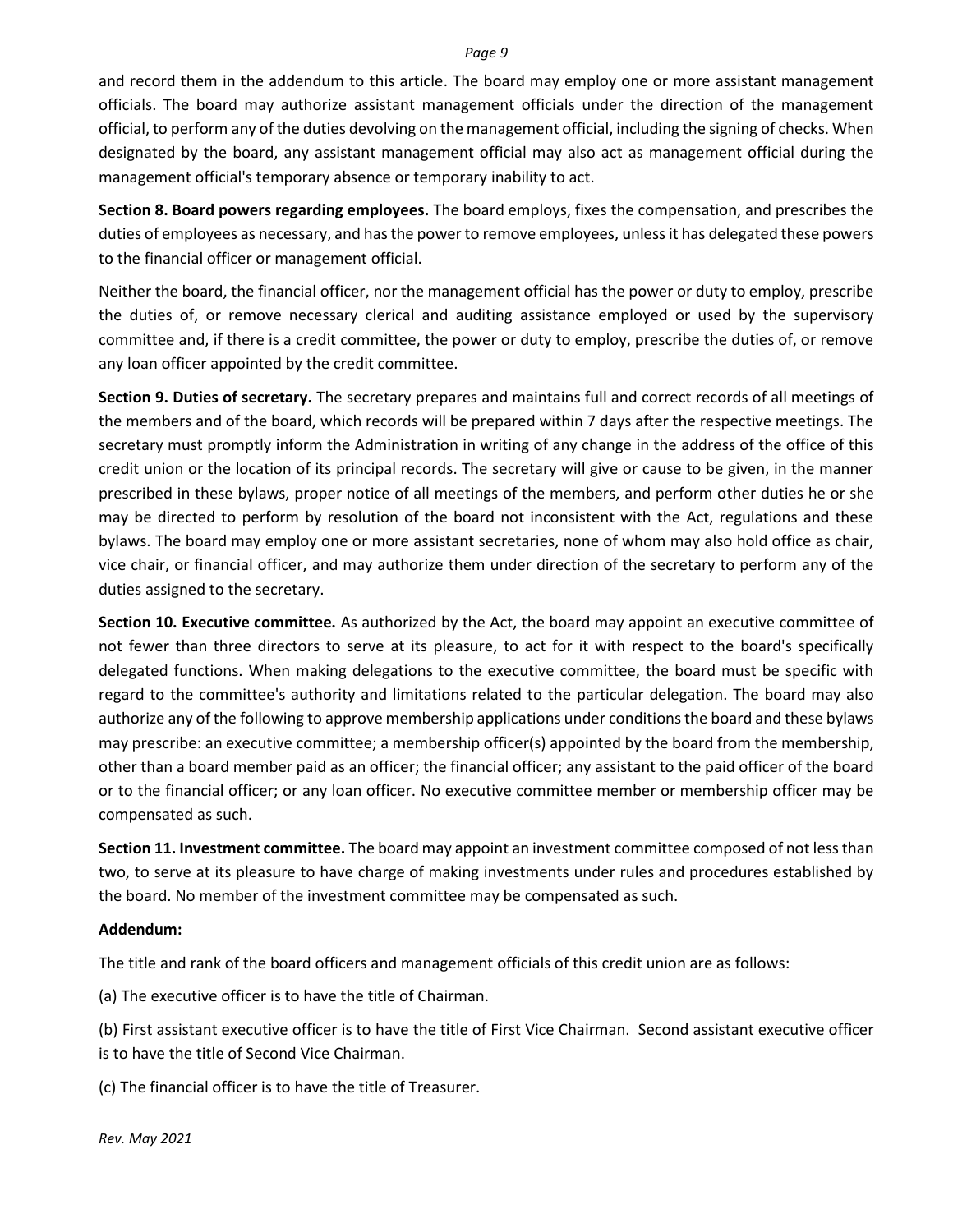and record them in the addendum to this article. The board may employ one or more assistant management officials. The board may authorize assistant management officials under the direction of the management official, to perform any of the duties devolving on the management official, including the signing of checks. When designated by the board, any assistant management official may also act as management official during the management official's temporary absence or temporary inability to act.

**Section 8. Board powers regarding employees.** The board employs, fixes the compensation, and prescribes the duties of employees as necessary, and has the power to remove employees, unless it has delegated these powers to the financial officer or management official.

Neither the board, the financial officer, nor the management official has the power or duty to employ, prescribe the duties of, or remove necessary clerical and auditing assistance employed or used by the supervisory committee and, if there is a credit committee, the power or duty to employ, prescribe the duties of, or remove any loan officer appointed by the credit committee.

**Section 9. Duties of secretary.** The secretary prepares and maintains full and correct records of all meetings of the members and of the board, which records will be prepared within 7 days after the respective meetings. The secretary must promptly inform the Administration in writing of any change in the address of the office of this credit union or the location of its principal records. The secretary will give or cause to be given, in the manner prescribed in these bylaws, proper notice of all meetings of the members, and perform other duties he or she may be directed to perform by resolution of the board not inconsistent with the Act, regulations and these bylaws. The board may employ one or more assistant secretaries, none of whom may also hold office as chair, vice chair, or financial officer, and may authorize them under direction of the secretary to perform any of the duties assigned to the secretary.

**Section 10. Executive committee.** As authorized by the Act, the board may appoint an executive committee of not fewer than three directors to serve at its pleasure, to act for it with respect to the board's specifically delegated functions. When making delegations to the executive committee, the board must be specific with regard to the committee's authority and limitations related to the particular delegation. The board may also authorize any of the following to approve membership applications under conditions the board and these bylaws may prescribe: an executive committee; a membership officer(s) appointed by the board from the membership, other than a board member paid as an officer; the financial officer; any assistant to the paid officer of the board or to the financial officer; or any loan officer. No executive committee member or membership officer may be compensated as such.

**Section 11. Investment committee.** The board may appoint an investment committee composed of not less than two, to serve at its pleasure to have charge of making investments under rules and procedures established by the board. No member of the investment committee may be compensated as such.

**Addendum:**

The title and rank of the board officers and management officials of this credit union are as follows:

(a) The executive officer is to have the title of Chairman.

(b) First assistant executive officer is to have the title of First Vice Chairman. Second assistant executive officer is to have the title of Second Vice Chairman.

(c) The financial officer is to have the title of Treasurer.

*Rev. May 2021*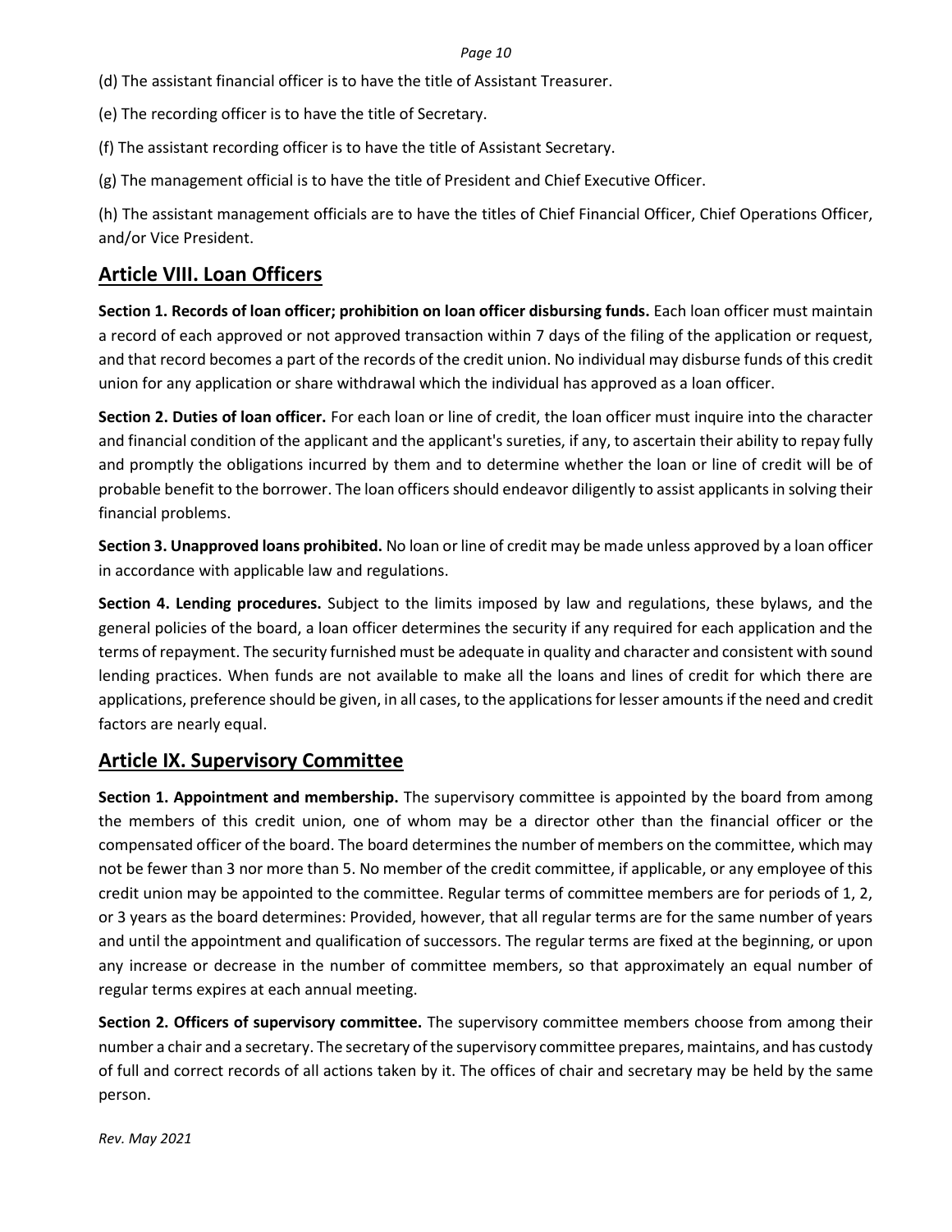(d) The assistant financial officer is to have the title of Assistant Treasurer.

(e) The recording officer is to have the title of Secretary.

(f) The assistant recording officer is to have the title of Assistant Secretary.

(g) The management official is to have the title of President and Chief Executive Officer.

(h) The assistant management officials are to have the titles of Chief Financial Officer, Chief Operations Officer, and/or Vice President.

## Article VIII. Loan Officers

**Section 1. Records of loan officer; prohibition on loan officer disbursing funds.** Each loan officer must maintain a record of each approved or not approved transaction within 7 days of the filing of the application or request, and that record becomes a part of the records of the credit union. No individual may disburse funds of this credit union for any application or share withdrawal which the individual has approved as a loan officer.

**Section 2. Duties of loan officer.** For each loan or line of credit, the loan officer must inquire into the character and financial condition of the applicant and the applicant's sureties, if any, to ascertain their ability to repay fully and promptly the obligations incurred by them and to determine whether the loan or line of credit will be of probable benefit to the borrower. The loan officers should endeavor diligently to assist applicants in solving their financial problems.

**Section 3. Unapproved loans prohibited.** No loan or line of credit may be made unless approved by a loan officer in accordance with applicable law and regulations.

**Section 4. Lending procedures.** Subject to the limits imposed by law and regulations, these bylaws, and the general policies of the board, a loan officer determines the security if any required for each application and the terms of repayment. The security furnished must be adequate in quality and character and consistent with sound lending practices. When funds are not available to make all the loans and lines of credit for which there are applications, preference should be given, in all cases, to the applications for lesser amounts if the need and credit factors are nearly equal.

## Article IX. Supervisory Committee

**Section 1. Appointment and membership.** The supervisory committee is appointed by the board from among the members of this credit union, one of whom may be a director other than the financial officer or the compensated officer of the board. The board determines the number of members on the committee, which may not be fewer than 3 nor more than 5. No member of the credit committee, if applicable, or any employee of this credit union may be appointed to the committee. Regular terms of committee members are for periods of 1, 2, or 3 years as the board determines: Provided, however, that all regular terms are for the same number of years and until the appointment and qualification of successors. The regular terms are fixed at the beginning, or upon any increase or decrease in the number of committee members, so that approximately an equal number of regular terms expires at each annual meeting.

**Section 2. Officers of supervisory committee.** The supervisory committee members choose from among their number a chair and a secretary. The secretary of the supervisory committee prepares, maintains, and has custody of full and correct records of all actions taken by it. The offices of chair and secretary may be held by the same person.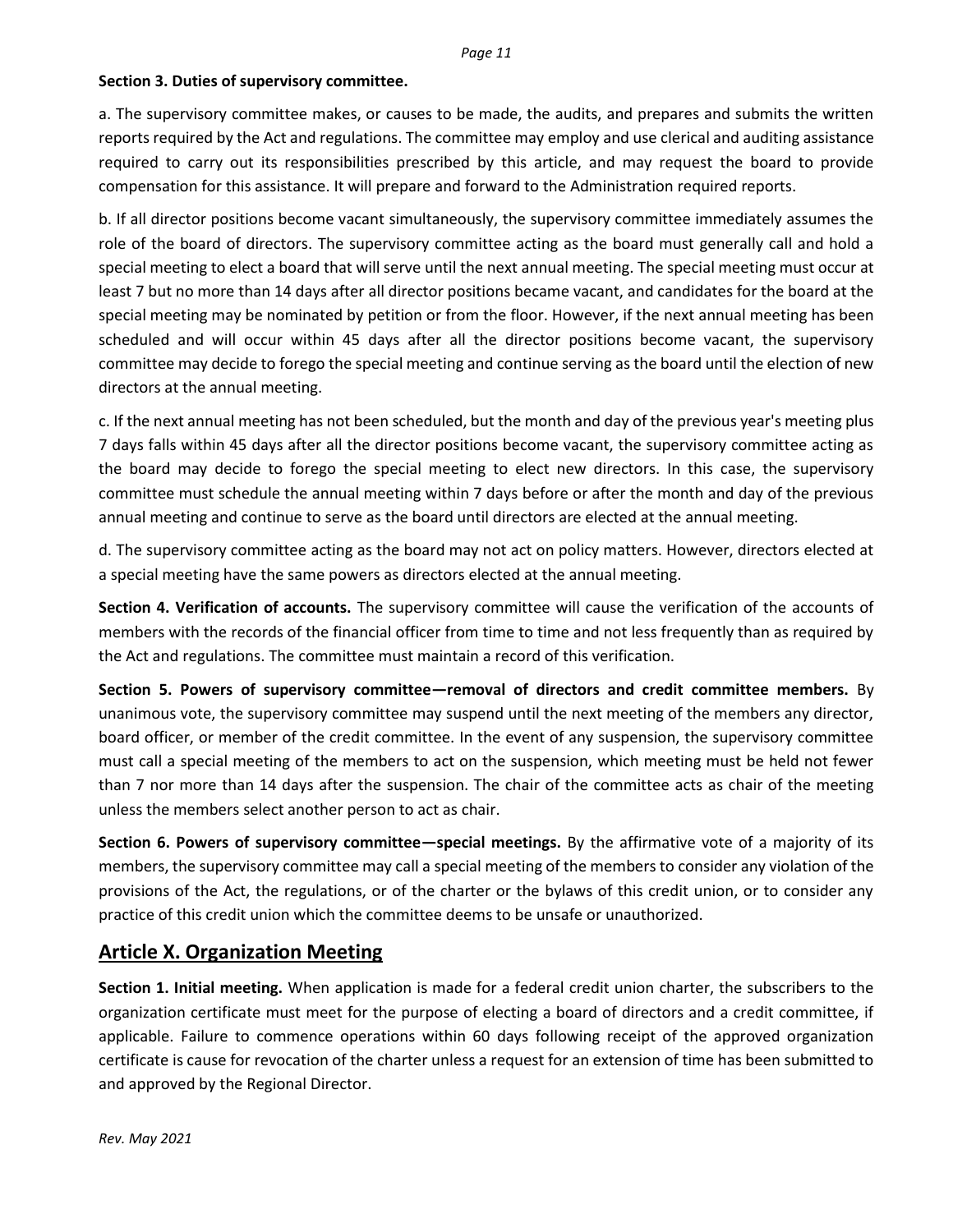**Section 3. Duties of supervisory committee.**

a. The supervisory committee makes, or causes to be made, the audits, and prepares and submits the written reports required by the Act and regulations. The committee may employ and use clerical and auditing assistance required to carry out its responsibilities prescribed by this article, and may request the board to provide compensation for this assistance. It will prepare and forward to the Administration required reports.

b. If all director positions become vacant simultaneously, the supervisory committee immediately assumes the role of the board of directors. The supervisory committee acting as the board must generally call and hold a special meeting to elect a board that will serve until the next annual meeting. The special meeting must occur at least 7 but no more than 14 days after all director positions became vacant, and candidates for the board at the special meeting may be nominated by petition or from the floor. However, if the next annual meeting has been scheduled and will occur within 45 days after all the director positions become vacant, the supervisory committee may decide to forego the special meeting and continue serving as the board until the election of new directors at the annual meeting.

c. If the next annual meeting has not been scheduled, but the month and day of the previous year's meeting plus 7 days falls within 45 days after all the director positions become vacant, the supervisory committee acting as the board may decide to forego the special meeting to elect new directors. In this case, the supervisory committee must schedule the annual meeting within 7 days before or after the month and day of the previous annual meeting and continue to serve as the board until directors are elected at the annual meeting.

d. The supervisory committee acting as the board may not act on policy matters. However, directors elected at a special meeting have the same powers as directors elected at the annual meeting.

**Section 4. Verification of accounts.** The supervisory committee will cause the verification of the accounts of members with the records of the financial officer from time to time and not less frequently than as required by the Act and regulations. The committee must maintain a record of this verification.

**Section 5. Powers of supervisory committee—removal of directors and credit committee members.** By unanimous vote, the supervisory committee may suspend until the next meeting of the members any director, board officer, or member of the credit committee. In the event of any suspension, the supervisory committee must call a special meeting of the members to act on the suspension, which meeting must be held not fewer than 7 nor more than 14 days after the suspension. The chair of the committee acts as chair of the meeting unless the members select another person to act as chair.

**Section 6. Powers of supervisory committee—special meetings.** By the affirmative vote of a majority of its members, the supervisory committee may call a special meeting of the members to consider any violation of the provisions of the Act, the regulations, or of the charter or the bylaws of this credit union, or to consider any practice of this credit union which the committee deems to be unsafe or unauthorized.

## Article X. Organization Meeting

**Section 1. Initial meeting.** When application is made for a federal credit union charter, the subscribers to the organization certificate must meet for the purpose of electing a board of directors and a credit committee, if applicable. Failure to commence operations within 60 days following receipt of the approved organization certificate is cause for revocation of the charter unless a request for an extension of time has been submitted to and approved by the Regional Director.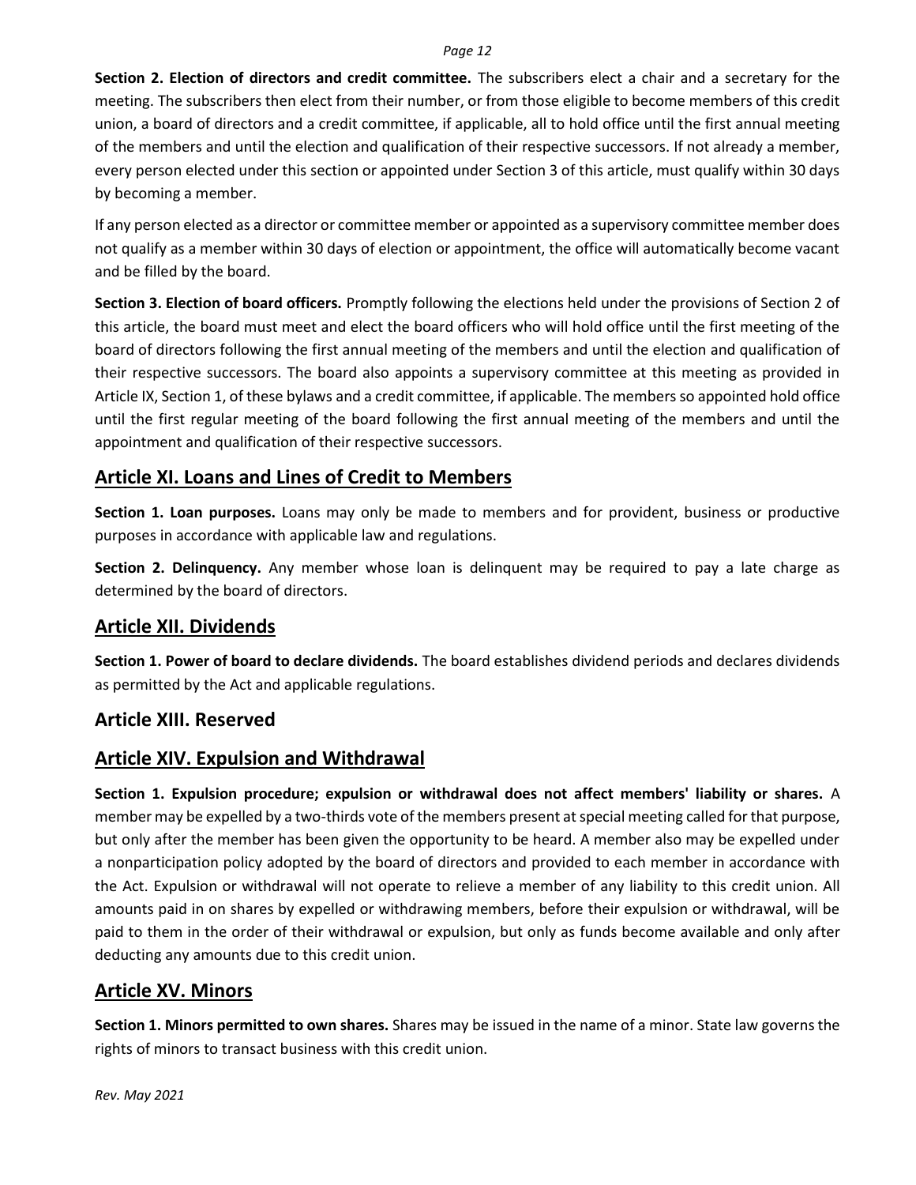**Section 2. Election of directors and credit committee.** The subscribers elect a chair and a secretary for the meeting. The subscribers then elect from their number, or from those eligible to become members of this credit union, a board of directors and a credit committee, if applicable, all to hold office until the first annual meeting of the members and until the election and qualification of their respective successors. If not already a member, every person elected under this section or appointed under Section 3 of this article, must qualify within 30 days by becoming a member.

If any person elected as a director or committee member or appointed as a supervisory committee member does not qualify as a member within 30 days of election or appointment, the office will automatically become vacant and be filled by the board.

**Section 3. Election of board officers.** Promptly following the elections held under the provisions of Section 2 of this article, the board must meet and elect the board officers who will hold office until the first meeting of the board of directors following the first annual meeting of the members and until the election and qualification of their respective successors. The board also appoints a supervisory committee at this meeting as provided in Article IX, Section 1, of these bylaws and a credit committee, if applicable. The members so appointed hold office until the first regular meeting of the board following the first annual meeting of the members and until the appointment and qualification of their respective successors.

## Article XI. Loans and Lines of Credit to Members

**Section 1. Loan purposes.** Loans may only be made to members and for provident, business or productive purposes in accordance with applicable law and regulations.

**Section 2. Delinquency.** Any member whose loan is delinquent may be required to pay a late charge as determined by the board of directors.

## Article XII. Dividends

**Section 1. Power of board to declare dividends.** The board establishes dividend periods and declares dividends as permitted by the Act and applicable regulations.

## Article XIII. Reserved

## Article XIV. Expulsion and Withdrawal

**Section 1. Expulsion procedure; expulsion or withdrawal does not affect members' liability or shares.** A member may be expelled by a two-thirds vote of the members present at special meeting called for that purpose, but only after the member has been given the opportunity to be heard. A member also may be expelled under a nonparticipation policy adopted by the board of directors and provided to each member in accordance with the Act. Expulsion or withdrawal will not operate to relieve a member of any liability to this credit union. All amounts paid in on shares by expelled or withdrawing members, before their expulsion or withdrawal, will be paid to them in the order of their withdrawal or expulsion, but only as funds become available and only after deducting any amounts due to this credit union.

## Article XV. Minors

**Section 1. Minors permitted to own shares.** Shares may be issued in the name of a minor. State law governs the rights of minors to transact business with this credit union.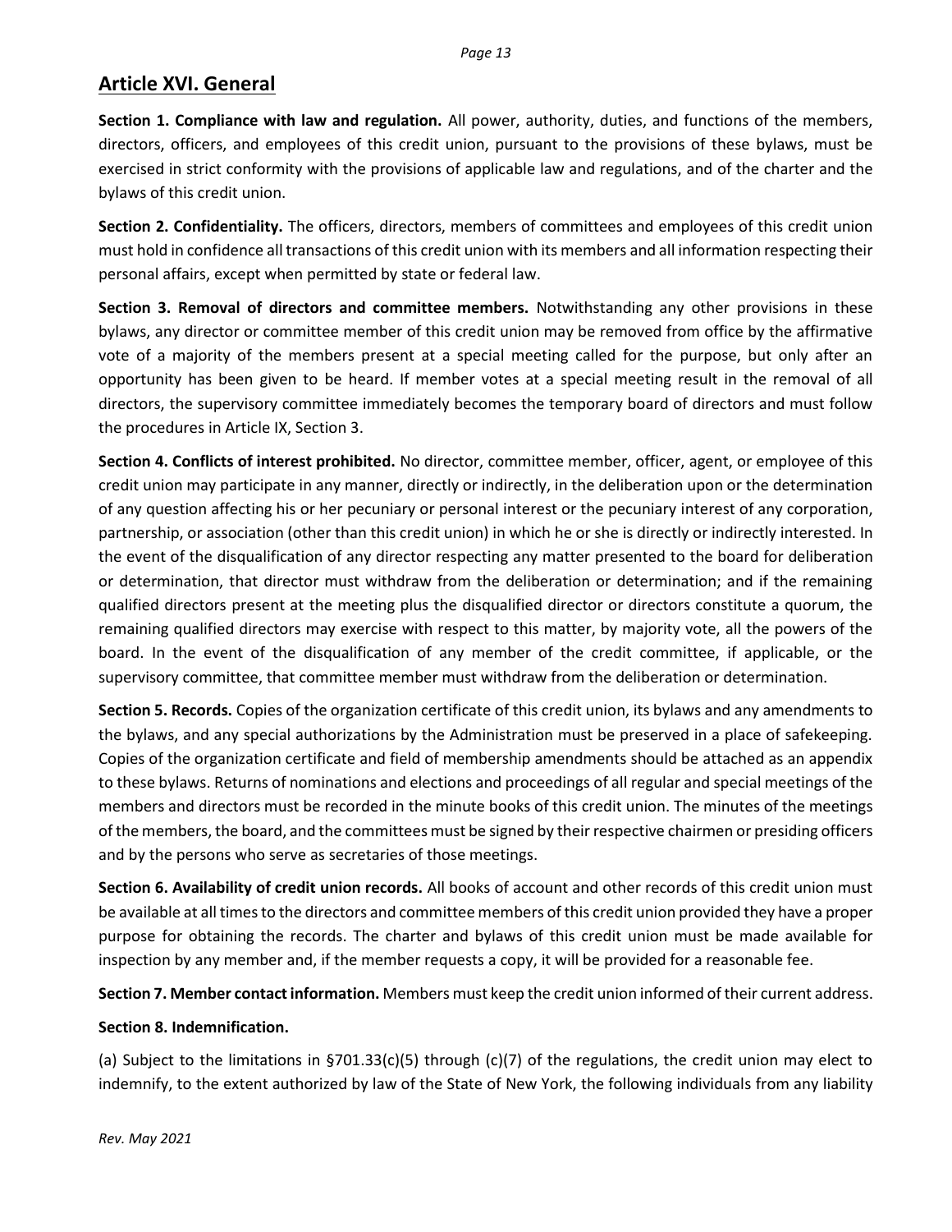## Article XVI. General

**Section 1. Compliance with law and regulation.** All power, authority, duties, and functions of the members, directors, officers, and employees of this credit union, pursuant to the provisions of these bylaws, must be exercised in strict conformity with the provisions of applicable law and regulations, and of the charter and the bylaws of this credit union.

**Section 2. Confidentiality.** The officers, directors, members of committees and employees of this credit union must hold in confidence all transactions of this credit union with its members and all information respecting their personal affairs, except when permitted by state or federal law.

**Section 3. Removal of directors and committee members.** Notwithstanding any other provisions in these bylaws, any director or committee member of this credit union may be removed from office by the affirmative vote of a majority of the members present at a special meeting called for the purpose, but only after an opportunity has been given to be heard. If member votes at a special meeting result in the removal of all directors, the supervisory committee immediately becomes the temporary board of directors and must follow the procedures in Article IX, Section 3.

**Section 4. Conflicts of interest prohibited.** No director, committee member, officer, agent, or employee of this credit union may participate in any manner, directly or indirectly, in the deliberation upon or the determination of any question affecting his or her pecuniary or personal interest or the pecuniary interest of any corporation, partnership, or association (other than this credit union) in which he or she is directly or indirectly interested. In the event of the disqualification of any director respecting any matter presented to the board for deliberation or determination, that director must withdraw from the deliberation or determination; and if the remaining qualified directors present at the meeting plus the disqualified director or directors constitute a quorum, the remaining qualified directors may exercise with respect to this matter, by majority vote, all the powers of the board. In the event of the disqualification of any member of the credit committee, if applicable, or the supervisory committee, that committee member must withdraw from the deliberation or determination.

**Section 5. Records.** Copies of the organization certificate of this credit union, its bylaws and any amendments to the bylaws, and any special authorizations by the Administration must be preserved in a place of safekeeping. Copies of the organization certificate and field of membership amendments should be attached as an appendix to these bylaws. Returns of nominations and elections and proceedings of all regular and special meetings of the members and directors must be recorded in the minute books of this credit union. The minutes of the meetings of the members, the board, and the committees must be signed by their respective chairmen or presiding officers and by the persons who serve as secretaries of those meetings.

**Section 6. Availability of credit union records.** All books of account and other records of this credit union must be available at all times to the directors and committee members of this credit union provided they have a proper purpose for obtaining the records. The charter and bylaws of this credit union must be made available for inspection by any member and, if the member requests a copy, it will be provided for a reasonable fee.

**Section 7. Member contact information.** Members must keep the credit union informed of their current address.

**Section 8. Indemnification.**

(a) Subject to the limitations in §701.33(c)(5) through (c)(7) of the regulations, the credit union may elect to indemnify, to the extent authorized by law of the State of New York, the following individuals from any liability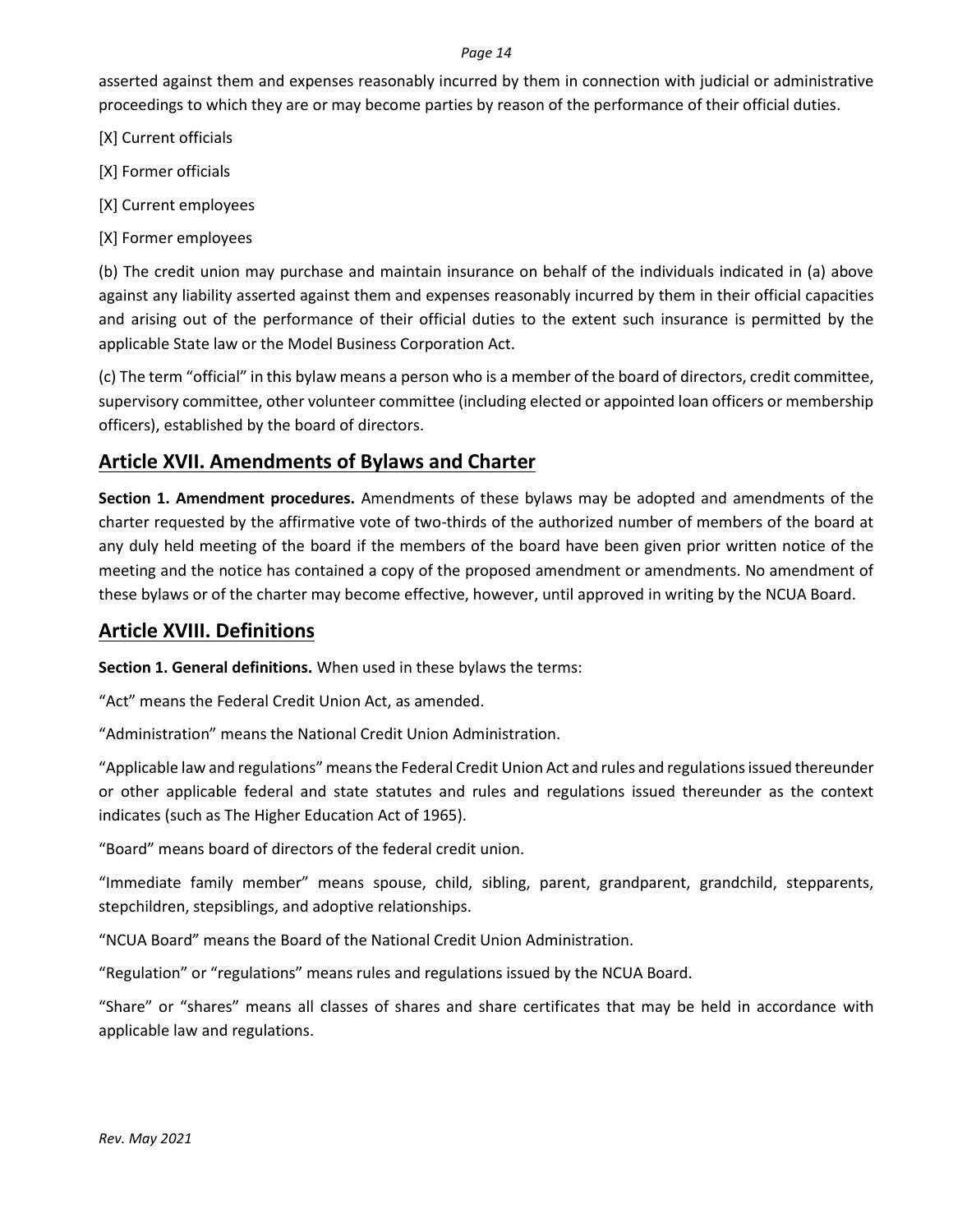asserted against them and expenses reasonably incurred by them in connection with judicial or administrative proceedings to which they are or may become parties by reason of the performance of their official duties.

[X] Current officials

[X] Former officials

[X] Current employees

[X] Former employees

(b) The credit union may purchase and maintain insurance on behalf of the individuals indicated in (a) above against any liability asserted against them and expenses reasonably incurred by them in their official capacities and arising out of the performance of their official duties to the extent such insurance is permitted by the applicable State law or the Model Business Corporation Act.

(c) The term "official" in this bylaw means a person who is a member of the board of directors, credit committee, supervisory committee, other volunteer committee (including elected or appointed loan officers or membership officers), established by the board of directors.

## Article XVII. Amendments of Bylaws and Charter

**Section 1. Amendment procedures.** Amendments of these bylaws may be adopted and amendments of the charter requested by the affirmative vote of two-thirds of the authorized number of members of the board at any duly held meeting of the board if the members of the board have been given prior written notice of the meeting and the notice has contained a copy of the proposed amendment or amendments. No amendment of these bylaws or of the charter may become effective, however, until approved in writing by the NCUA Board.

## Article XVIII. Definitions

**Section 1. General definitions.** When used in these bylaws the terms:

"Act" means the Federal Credit Union Act, as amended.

"Administration" means the National Credit Union Administration.

"Applicable law and regulations" means the Federal Credit Union Act and rules and regulations issued thereunder or other applicable federal and state statutes and rules and regulations issued thereunder as the context indicates (such as The Higher Education Act of 1965).

"Board" means board of directors of the federal credit union.

"Immediate family member" means spouse, child, sibling, parent, grandparent, grandchild, stepparents, stepchildren, stepsiblings, and adoptive relationships.

"NCUA Board" means the Board of the National Credit Union Administration.

"Regulation" or "regulations" means rules and regulations issued by the NCUA Board.

"Share" or "shares" means all classes of shares and share certificates that may be held in accordance with applicable law and regulations.